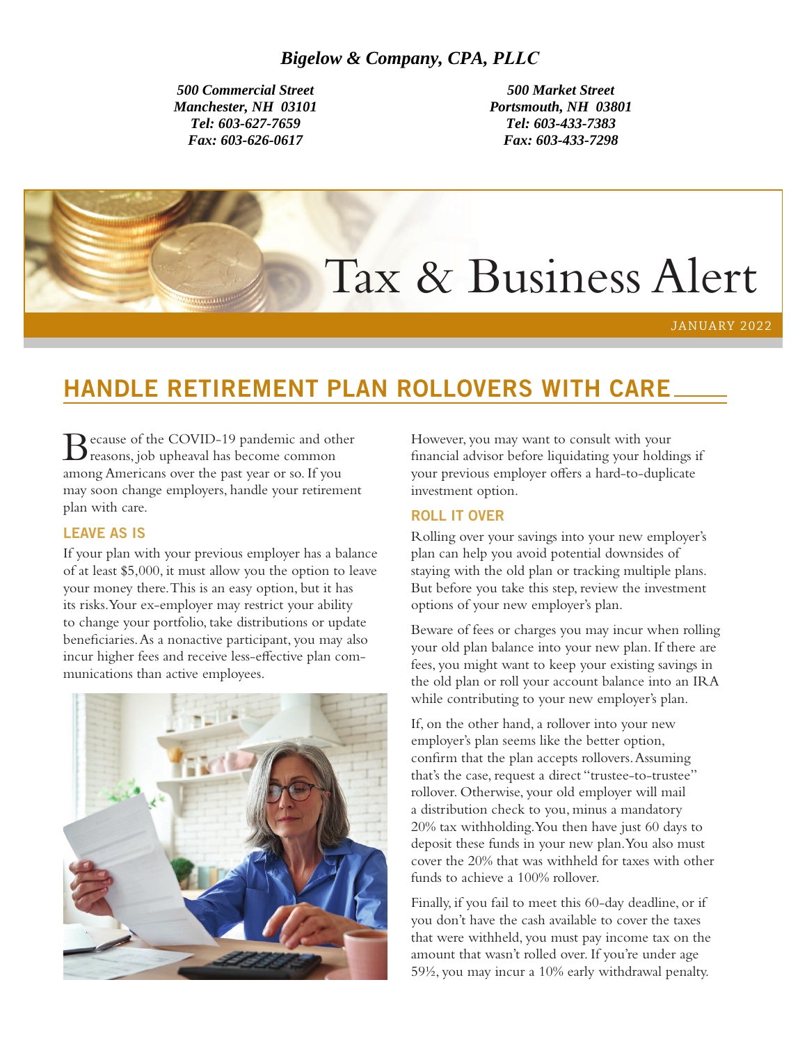**Bigelow & Company, CPA, PLLC**

*500 Commercial Street*
*Manchester, NH 03101*
*Tel: 603-627-7659*
*Fax: 603-626-0617*

*500 Market Street*
*Portsmouth, NH 03801*
*Tel: 603-433-7383*
*Fax: 603-433-7298*

# Tax & Business Alert

JANUARY 2022

## HANDLE RETIREMENT PLAN ROLLOVERS WITH CARE

Because of the COVID-19 pandemic and other reasons, job upheaval has become common among Americans over the past year or so. If you may soon change employers, handle your retirement plan with care.

### LEAVE AS IS

If your plan with your previous employer has a balance of at least $5,000, it must allow you the option to leave your money there. This is an easy option, but it has its risks. Your ex-employer may restrict your ability to change your portfolio, take distributions or update beneficiaries. As a nonactive participant, you may also incur higher fees and receive less-effective plan communications than active employees.

However, you may want to consult with your financial advisor before liquidating your holdings if your previous employer offers a hard-to-duplicate investment option.

### ROLL IT OVER

Rolling over your savings into your new employer's plan can help you avoid potential downsides of staying with the old plan or tracking multiple plans. But before you take this step, review the investment options of your new employer's plan.

Beware of fees or charges you may incur when rolling your old plan balance into your new plan. If there are fees, you might want to keep your existing savings in the old plan or roll your account balance into an IRA while contributing to your new employer's plan.

If, on the other hand, a rollover into your new employer's plan seems like the better option, confirm that the plan accepts rollovers. Assuming that's the case, request a direct "trustee-to-trustee" rollover. Otherwise, your old employer will mail a distribution check to you, minus a mandatory 20% tax withholding. You then have just 60 days to deposit these funds in your new plan. You also must cover the 20% that was withheld for taxes with other funds to achieve a 100% rollover.

Finally, if you fail to meet this 60-day deadline, or if you don't have the cash available to cover the taxes that were withheld, you must pay income tax on the amount that wasn't rolled over. If you're under age 59½, you may incur a 10% early withdrawal penalty.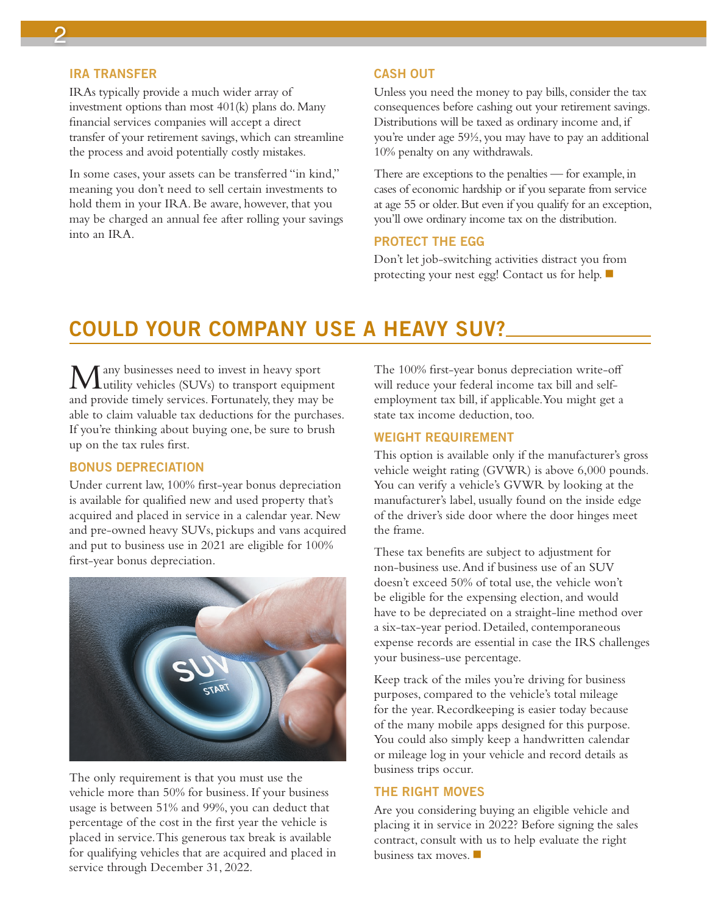### IRA TRANSFER

IRAs typically provide a much wider array of investment options than most 401(k) plans do. Many financial services companies will accept a direct transfer of your retirement savings, which can streamline the process and avoid potentially costly mistakes.

In some cases, your assets can be transferred "in kind," meaning you don't need to sell certain investments to hold them in your IRA. Be aware, however, that you may be charged an annual fee after rolling your savings into an IRA.

### CASH OUT

Unless you need the money to pay bills, consider the tax consequences before cashing out your retirement savings. Distributions will be taxed as ordinary income and, if you're under age 59½, you may have to pay an additional 10% penalty on any withdrawals.

There are exceptions to the penalties — for example, in cases of economic hardship or if you separate from service at age 55 or older. But even if you qualify for an exception, you'll owe ordinary income tax on the distribution.

### PROTECT THE EGG

Don't let job-switching activities distract you from protecting your nest egg! Contact us for help. ■

## COULD YOUR COMPANY USE A HEAVY SUV?

Many businesses need to invest in heavy sport utility vehicles (SUVs) to transport equipment and provide timely services. Fortunately, they may be able to claim valuable tax deductions for the purchases. If you're thinking about buying one, be sure to brush up on the tax rules first.

### BONUS DEPRECIATION

Under current law, 100% first-year bonus depreciation is available for qualified new and used property that's acquired and placed in service in a calendar year. New and pre-owned heavy SUVs, pickups and vans acquired and put to business use in 2021 are eligible for 100% first-year bonus depreciation.

The only requirement is that you must use the vehicle more than 50% for business. If your business usage is between 51% and 99%, you can deduct that percentage of the cost in the first year the vehicle is placed in service. This generous tax break is available for qualifying vehicles that are acquired and placed in service through December 31, 2022.

The 100% first-year bonus depreciation write-off will reduce your federal income tax bill and self-employment tax bill, if applicable. You might get a state tax income deduction, too.

### WEIGHT REQUIREMENT

This option is available only if the manufacturer's gross vehicle weight rating (GVWR) is above 6,000 pounds. You can verify a vehicle's GVWR by looking at the manufacturer's label, usually found on the inside edge of the driver's side door where the door hinges meet the frame.

These tax benefits are subject to adjustment for non-business use. And if business use of an SUV doesn't exceed 50% of total use, the vehicle won't be eligible for the expensing election, and would have to be depreciated on a straight-line method over a six-tax-year period. Detailed, contemporaneous expense records are essential in case the IRS challenges your business-use percentage.

Keep track of the miles you're driving for business purposes, compared to the vehicle's total mileage for the year. Recordkeeping is easier today because of the many mobile apps designed for this purpose. You could also simply keep a handwritten calendar or mileage log in your vehicle and record details as business trips occur.

### THE RIGHT MOVES

Are you considering buying an eligible vehicle and placing it in service in 2022? Before signing the sales contract, consult with us to help evaluate the right business tax moves. ■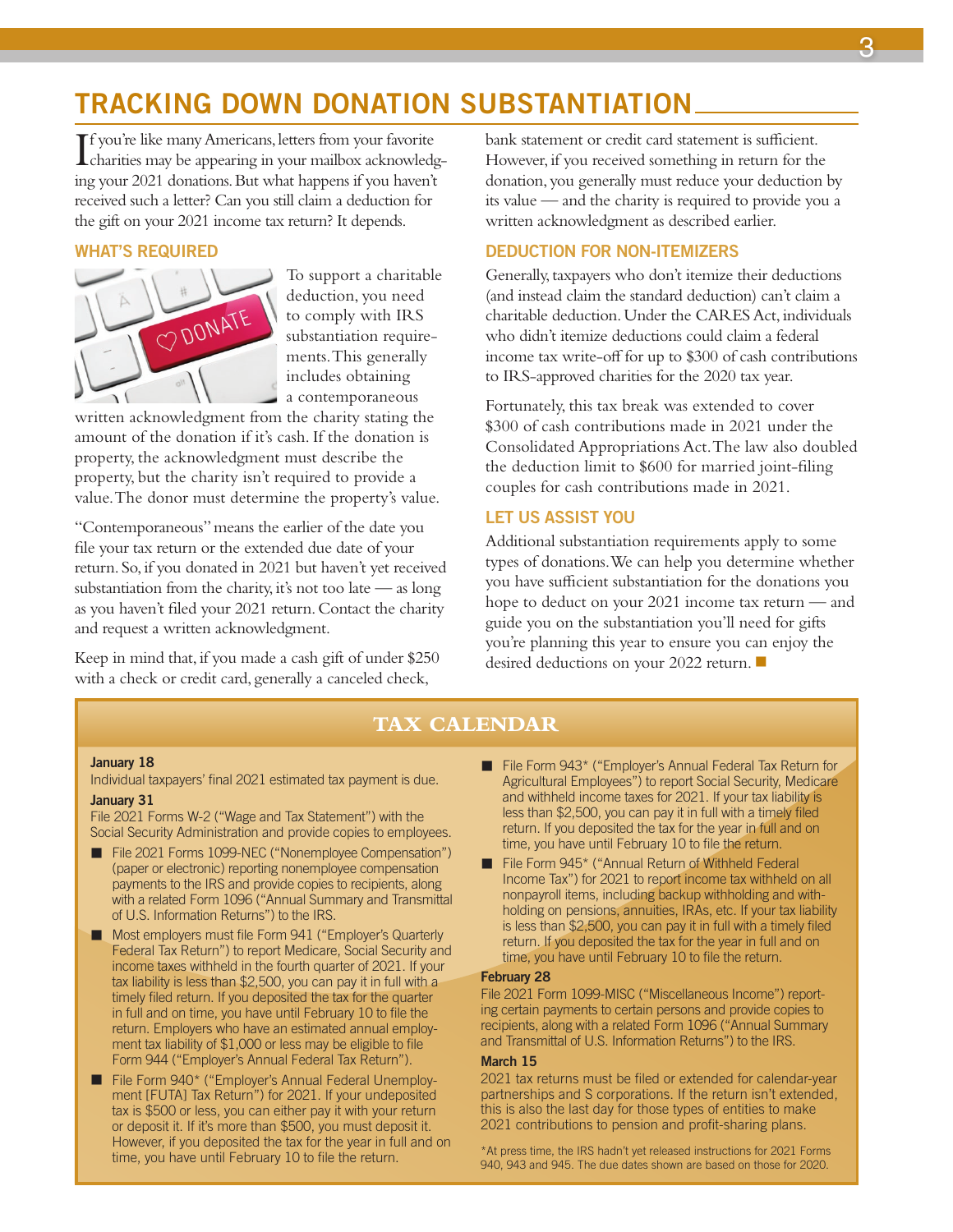# TRACKING DOWN DONATION SUBSTANTIATION

If you're like many Americans, letters from your favorite charities may be appearing in your mailbox acknowledging your 2021 donations. But what happens if you haven't received such a letter? Can you still claim a deduction for the gift on your 2021 income tax return? It depends.

## WHAT'S REQUIRED

To support a charitable deduction, you need to comply with IRS substantiation requirements. This generally includes obtaining a contemporaneous written acknowledgment from the charity stating the amount of the donation if it's cash. If the donation is property, the acknowledgment must describe the property, but the charity isn't required to provide a value. The donor must determine the property's value.

"Contemporaneous" means the earlier of the date you file your tax return or the extended due date of your return. So, if you donated in 2021 but haven't yet received substantiation from the charity, it's not too late — as long as you haven't filed your 2021 return. Contact the charity and request a written acknowledgment.

Keep in mind that, if you made a cash gift of under $250 with a check or credit card, generally a canceled check, bank statement or credit card statement is sufficient. However, if you received something in return for the donation, you generally must reduce your deduction by its value — and the charity is required to provide you a written acknowledgment as described earlier.

## DEDUCTION FOR NON-ITEMIZERS

Generally, taxpayers who don't itemize their deductions (and instead claim the standard deduction) can't claim a charitable deduction. Under the CARES Act, individuals who didn't itemize deductions could claim a federal income tax write-off for up to $300 of cash contributions to IRS-approved charities for the 2020 tax year.

Fortunately, this tax break was extended to cover $300 of cash contributions made in 2021 under the Consolidated Appropriations Act. The law also doubled the deduction limit to $600 for married joint-filing couples for cash contributions made in 2021.

## LET US ASSIST YOU

Additional substantiation requirements apply to some types of donations. We can help you determine whether you have sufficient substantiation for the donations you hope to deduct on your 2021 income tax return — and guide you on the substantiation you'll need for gifts you're planning this year to ensure you can enjoy the desired deductions on your 2022 return. ■

# TAX CALENDAR

**January 18**

Individual taxpayers' final 2021 estimated tax payment is due.

**January 31**

File 2021 Forms W-2 ("Wage and Tax Statement") with the Social Security Administration and provide copies to employees.

- File 2021 Forms 1099-NEC ("Nonemployee Compensation") (paper or electronic) reporting nonemployee compensation payments to the IRS and provide copies to recipients, along with a related Form 1096 ("Annual Summary and Transmittal of U.S. Information Returns") to the IRS.
- Most employers must file Form 941 ("Employer's Quarterly Federal Tax Return") to report Medicare, Social Security and income taxes withheld in the fourth quarter of 2021. If your tax liability is less than $2,500, you can pay it in full with a timely filed return. If you deposited the tax for the quarter in full and on time, you have until February 10 to file the return. Employers who have an estimated annual employment tax liability of $1,000 or less may be eligible to file Form 944 ("Employer's Annual Federal Tax Return").
- File Form 940* ("Employer's Annual Federal Unemployment [FUTA] Tax Return") for 2021. If your undeposited tax is $500 or less, you can either pay it with your return or deposit it. If it's more than $500, you must deposit it. However, if you deposited the tax for the year in full and on time, you have until February 10 to file the return.
- File Form 943* ("Employer's Annual Federal Tax Return for Agricultural Employees") to report Social Security, Medicare and withheld income taxes for 2021. If your tax liability is less than $2,500, you can pay it in full with a timely filed return. If you deposited the tax for the year in full and on time, you have until February 10 to file the return.
- File Form 945* ("Annual Return of Withheld Federal Income Tax") for 2021 to report income tax withheld on all nonpayroll items, including backup withholding and withholding on pensions, annuities, IRAs, etc. If your tax liability is less than $2,500, you can pay it in full with a timely filed return. If you deposited the tax for the year in full and on time, you have until February 10 to file the return.

**February 28**

File 2021 Form 1099-MISC ("Miscellaneous Income") reporting certain payments to certain persons and provide copies to recipients, along with a related Form 1096 ("Annual Summary and Transmittal of U.S. Information Returns") to the IRS.

**March 15**

2021 tax returns must be filed or extended for calendar-year partnerships and S corporations. If the return isn't extended, this is also the last day for those types of entities to make 2021 contributions to pension and profit-sharing plans.

*At press time, the IRS hadn't yet released instructions for 2021 Forms 940, 943 and 945. The due dates shown are based on those for 2020.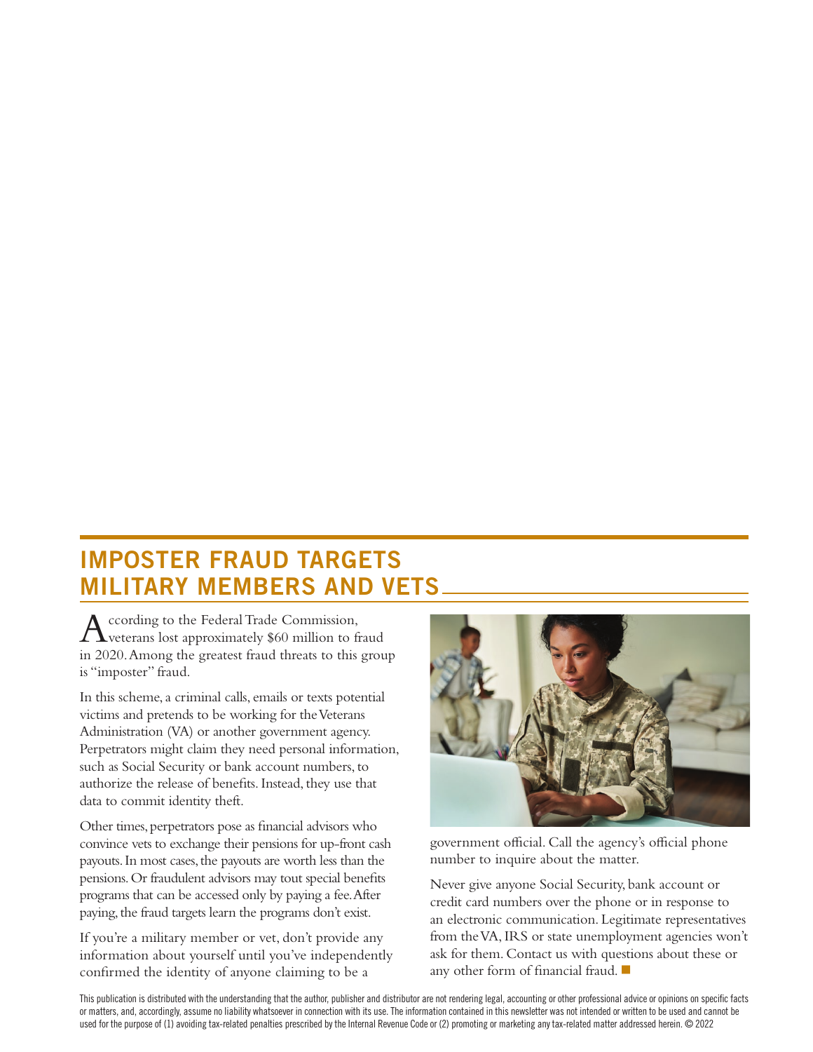## IMPOSTER FRAUD TARGETS MILITARY MEMBERS AND VETS

According to the Federal Trade Commission, veterans lost approximately $60 million to fraud in 2020. Among the greatest fraud threats to this group is "imposter" fraud.

In this scheme, a criminal calls, emails or texts potential victims and pretends to be working for the Veterans Administration (VA) or another government agency. Perpetrators might claim they need personal information, such as Social Security or bank account numbers, to authorize the release of benefits. Instead, they use that data to commit identity theft.

Other times, perpetrators pose as financial advisors who convince vets to exchange their pensions for up-front cash payouts. In most cases, the payouts are worth less than the pensions. Or fraudulent advisors may tout special benefits programs that can be accessed only by paying a fee. After paying, the fraud targets learn the programs don't exist.

If you're a military member or vet, don't provide any information about yourself until you've independently confirmed the identity of anyone claiming to be a government official. Call the agency's official phone number to inquire about the matter.

Never give anyone Social Security, bank account or credit card numbers over the phone or in response to an electronic communication. Legitimate representatives from the VA, IRS or state unemployment agencies won't ask for them. Contact us with questions about these or any other form of financial fraud. ■

This publication is distributed with the understanding that the author, publisher and distributor are not rendering legal, accounting or other professional advice or opinions on specific facts or matters, and, accordingly, assume no liability whatsoever in connection with its use. The information contained in this newsletter was not intended or written to be used and cannot be used for the purpose of (1) avoiding tax-related penalties prescribed by the Internal Revenue Code or (2) promoting or marketing any tax-related matter addressed herein. © 2022